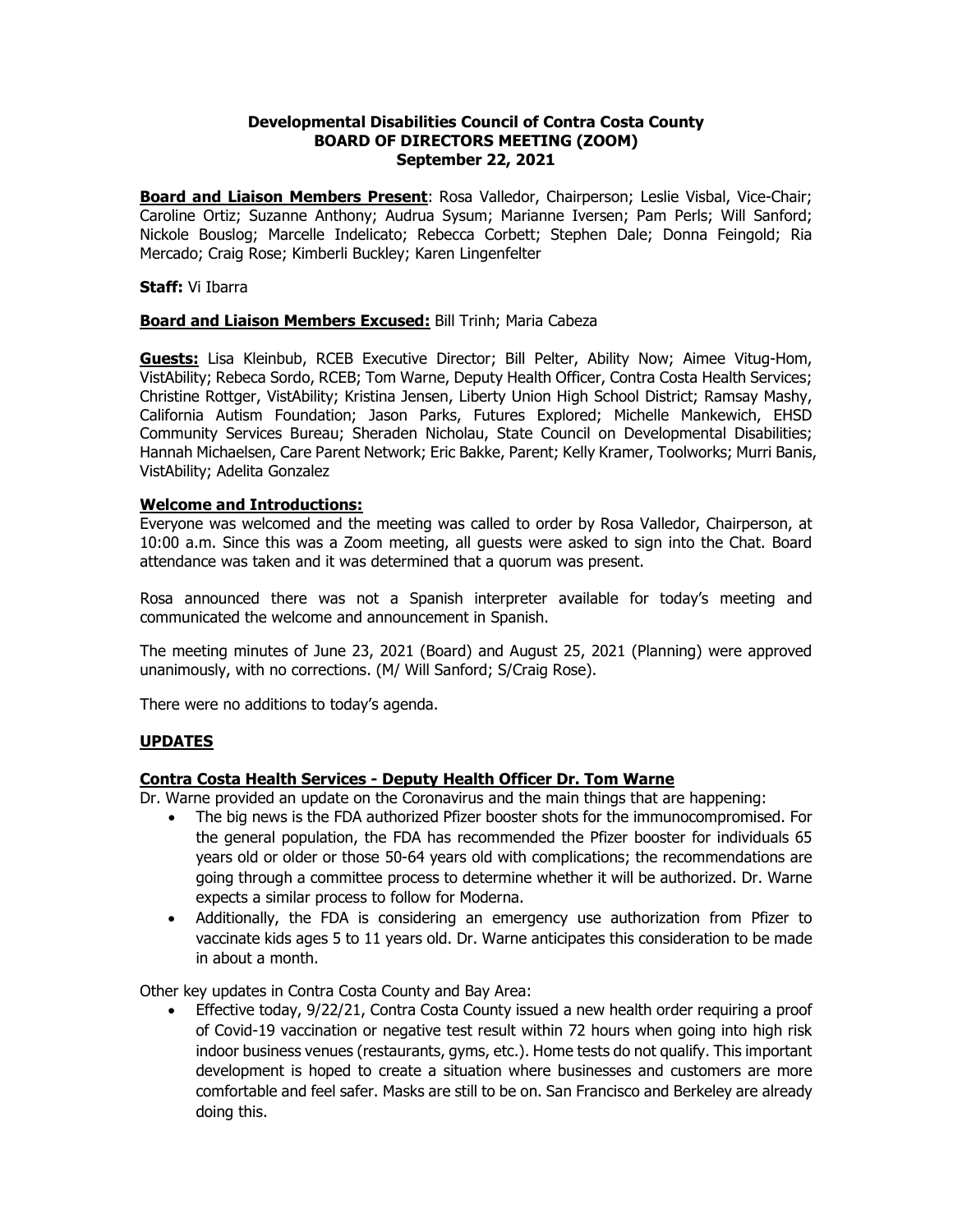**Developmental Disabilities Council of Contra Costa County**
**BOARD OF DIRECTORS MEETING (ZOOM)**
**September 22, 2021**

**Board and Liaison Members Present**: Rosa Valledor, Chairperson; Leslie Visbal, Vice-Chair; Caroline Ortiz; Suzanne Anthony; Audrua Sysum; Marianne Iversen; Pam Perls; Will Sanford; Nickole Bouslog; Marcelle Indelicato; Rebecca Corbett; Stephen Dale; Donna Feingold; Ria Mercado; Craig Rose; Kimberli Buckley; Karen Lingenfelter

**Staff:** Vi Ibarra

**Board and Liaison Members Excused:** Bill Trinh; Maria Cabeza

**Guests:** Lisa Kleinbub, RCEB Executive Director; Bill Pelter, Ability Now; Aimee Vitug-Hom, VistAbility; Rebeca Sordo, RCEB; Tom Warne, Deputy Health Officer, Contra Costa Health Services; Christine Rottger, VistAbility; Kristina Jensen, Liberty Union High School District; Ramsay Mashy, California Autism Foundation; Jason Parks, Futures Explored; Michelle Mankewich, EHSD Community Services Bureau; Sheraden Nicholau, State Council on Developmental Disabilities; Hannah Michaelsen, Care Parent Network; Eric Bakke, Parent; Kelly Kramer, Toolworks; Murri Banis, VistAbility; Adelita Gonzalez

**Welcome and Introductions:**

Everyone was welcomed and the meeting was called to order by Rosa Valledor, Chairperson, at 10:00 a.m. Since this was a Zoom meeting, all guests were asked to sign into the Chat. Board attendance was taken and it was determined that a quorum was present.

Rosa announced there was not a Spanish interpreter available for today's meeting and communicated the welcome and announcement in Spanish.

The meeting minutes of June 23, 2021 (Board) and August 25, 2021 (Planning) were approved unanimously, with no corrections. (M/ Will Sanford; S/Craig Rose).

There were no additions to today's agenda.

**UPDATES**

**Contra Costa Health Services - Deputy Health Officer Dr. Tom Warne**

Dr. Warne provided an update on the Coronavirus and the main things that are happening:

- The big news is the FDA authorized Pfizer booster shots for the immunocompromised. For the general population, the FDA has recommended the Pfizer booster for individuals 65 years old or older or those 50-64 years old with complications; the recommendations are going through a committee process to determine whether it will be authorized. Dr. Warne expects a similar process to follow for Moderna.
- Additionally, the FDA is considering an emergency use authorization from Pfizer to vaccinate kids ages 5 to 11 years old. Dr. Warne anticipates this consideration to be made in about a month.

Other key updates in Contra Costa County and Bay Area:

- Effective today, 9/22/21, Contra Costa County issued a new health order requiring a proof of Covid-19 vaccination or negative test result within 72 hours when going into high risk indoor business venues (restaurants, gyms, etc.). Home tests do not qualify. This important development is hoped to create a situation where businesses and customers are more comfortable and feel safer. Masks are still to be on. San Francisco and Berkeley are already doing this.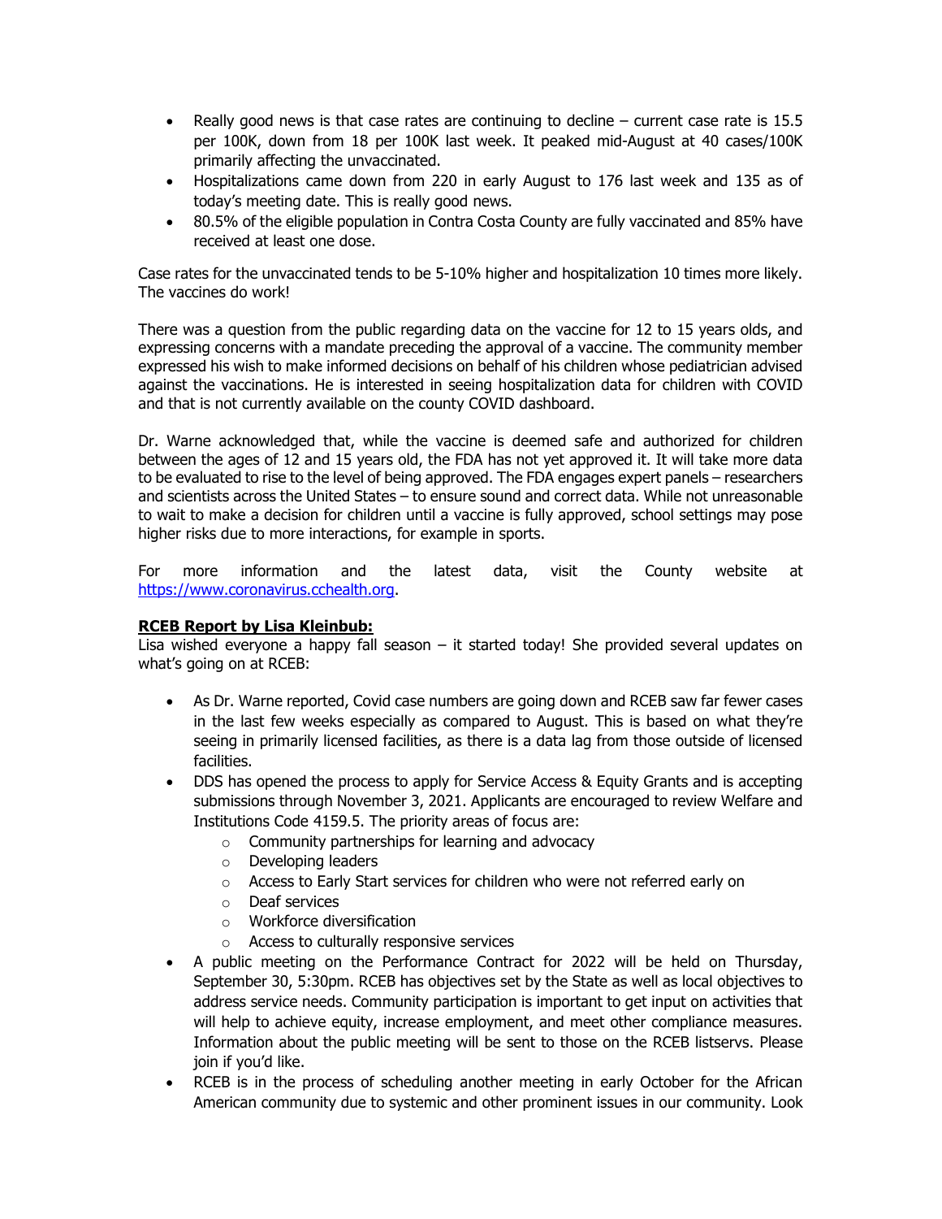- Really good news is that case rates are continuing to decline – current case rate is 15.5 per 100K, down from 18 per 100K last week. It peaked mid-August at 40 cases/100K primarily affecting the unvaccinated.
- Hospitalizations came down from 220 in early August to 176 last week and 135 as of today's meeting date. This is really good news.
- 80.5% of the eligible population in Contra Costa County are fully vaccinated and 85% have received at least one dose.

Case rates for the unvaccinated tends to be 5-10% higher and hospitalization 10 times more likely. The vaccines do work!

There was a question from the public regarding data on the vaccine for 12 to 15 years olds, and expressing concerns with a mandate preceding the approval of a vaccine. The community member expressed his wish to make informed decisions on behalf of his children whose pediatrician advised against the vaccinations. He is interested in seeing hospitalization data for children with COVID and that is not currently available on the county COVID dashboard.

Dr. Warne acknowledged that, while the vaccine is deemed safe and authorized for children between the ages of 12 and 15 years old, the FDA has not yet approved it. It will take more data to be evaluated to rise to the level of being approved. The FDA engages expert panels – researchers and scientists across the United States – to ensure sound and correct data. While not unreasonable to wait to make a decision for children until a vaccine is fully approved, school settings may pose higher risks due to more interactions, for example in sports.

For more information and the latest data, visit the County website at [https://www.coronavirus.cchealth.org](https://www.coronavirus.cchealth.org).

**RCEB Report by Lisa Kleinbub:**

Lisa wished everyone a happy fall season – it started today! She provided several updates on what's going on at RCEB:

- As Dr. Warne reported, Covid case numbers are going down and RCEB saw far fewer cases in the last few weeks especially as compared to August. This is based on what they're seeing in primarily licensed facilities, as there is a data lag from those outside of licensed facilities.
- DDS has opened the process to apply for Service Access & Equity Grants and is accepting submissions through November 3, 2021. Applicants are encouraged to review Welfare and Institutions Code 4159.5. The priority areas of focus are:
  - Community partnerships for learning and advocacy
  - Developing leaders
  - Access to Early Start services for children who were not referred early on
  - Deaf services
  - Workforce diversification
  - Access to culturally responsive services
- A public meeting on the Performance Contract for 2022 will be held on Thursday, September 30, 5:30pm. RCEB has objectives set by the State as well as local objectives to address service needs. Community participation is important to get input on activities that will help to achieve equity, increase employment, and meet other compliance measures. Information about the public meeting will be sent to those on the RCEB listservs. Please join if you'd like.
- RCEB is in the process of scheduling another meeting in early October for the African American community due to systemic and other prominent issues in our community. Look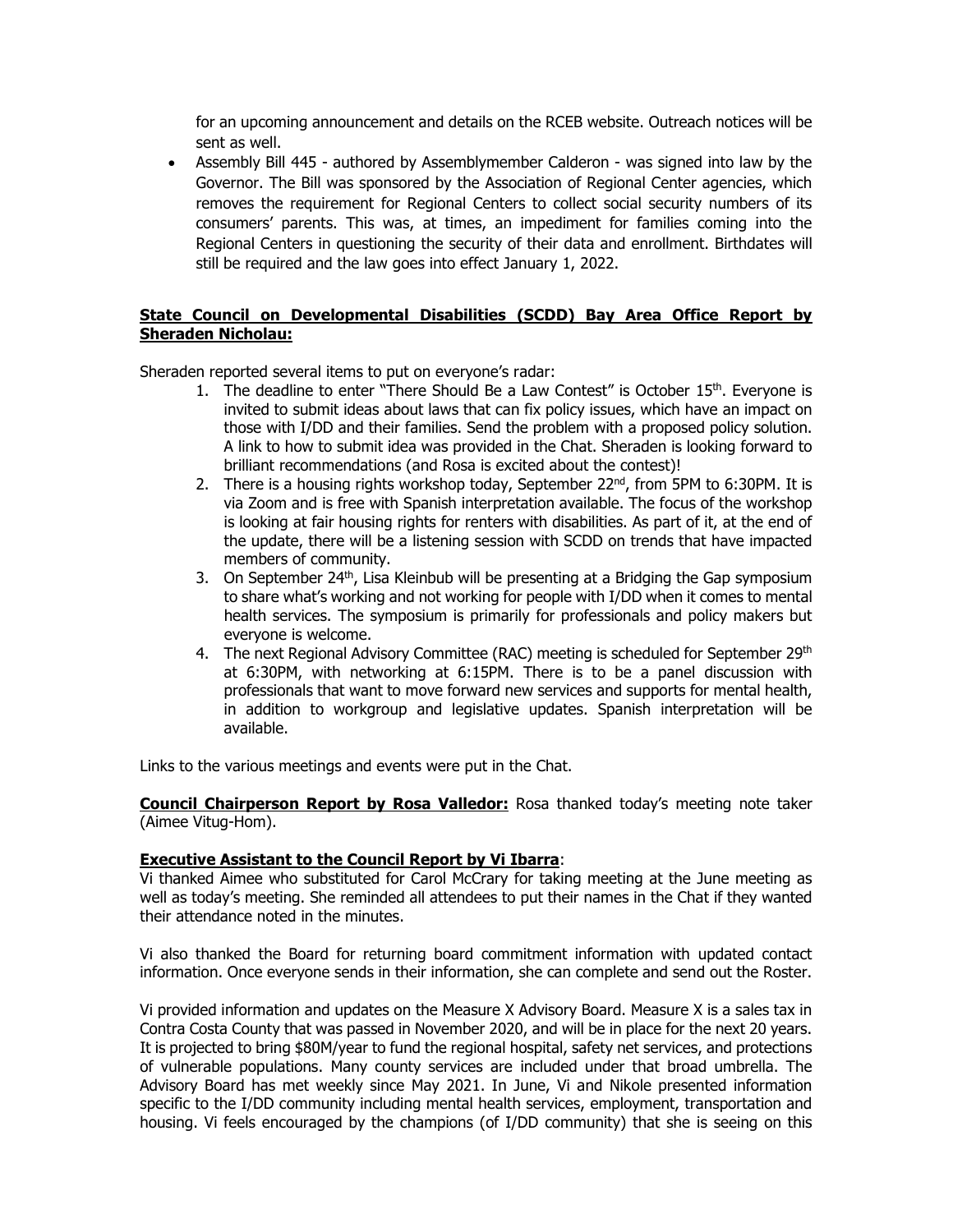for an upcoming announcement and details on the RCEB website. Outreach notices will be sent as well.

- Assembly Bill 445 - authored by Assemblymember Calderon - was signed into law by the Governor. The Bill was sponsored by the Association of Regional Center agencies, which removes the requirement for Regional Centers to collect social security numbers of its consumers' parents. This was, at times, an impediment for families coming into the Regional Centers in questioning the security of their data and enrollment. Birthdates will still be required and the law goes into effect January 1, 2022.

**State Council on Developmental Disabilities (SCDD) Bay Area Office Report by Sheraden Nicholau:**

Sheraden reported several items to put on everyone's radar:

1. The deadline to enter "There Should Be a Law Contest" is October 15th. Everyone is invited to submit ideas about laws that can fix policy issues, which have an impact on those with I/DD and their families. Send the problem with a proposed policy solution. A link to how to submit idea was provided in the Chat. Sheraden is looking forward to brilliant recommendations (and Rosa is excited about the contest)!
2. There is a housing rights workshop today, September 22nd, from 5PM to 6:30PM. It is via Zoom and is free with Spanish interpretation available. The focus of the workshop is looking at fair housing rights for renters with disabilities. As part of it, at the end of the update, there will be a listening session with SCDD on trends that have impacted members of community.
3. On September 24th, Lisa Kleinbub will be presenting at a Bridging the Gap symposium to share what's working and not working for people with I/DD when it comes to mental health services. The symposium is primarily for professionals and policy makers but everyone is welcome.
4. The next Regional Advisory Committee (RAC) meeting is scheduled for September 29th at 6:30PM, with networking at 6:15PM. There is to be a panel discussion with professionals that want to move forward new services and supports for mental health, in addition to workgroup and legislative updates. Spanish interpretation will be available.

Links to the various meetings and events were put in the Chat.

**Council Chairperson Report by Rosa Valledor:** Rosa thanked today's meeting note taker (Aimee Vitug-Hom).

**Executive Assistant to the Council Report by Vi Ibarra**:

Vi thanked Aimee who substituted for Carol McCrary for taking meeting at the June meeting as well as today's meeting. She reminded all attendees to put their names in the Chat if they wanted their attendance noted in the minutes.

Vi also thanked the Board for returning board commitment information with updated contact information. Once everyone sends in their information, she can complete and send out the Roster.

Vi provided information and updates on the Measure X Advisory Board. Measure X is a sales tax in Contra Costa County that was passed in November 2020, and will be in place for the next 20 years. It is projected to bring $80M/year to fund the regional hospital, safety net services, and protections of vulnerable populations. Many county services are included under that broad umbrella. The Advisory Board has met weekly since May 2021. In June, Vi and Nikole presented information specific to the I/DD community including mental health services, employment, transportation and housing. Vi feels encouraged by the champions (of I/DD community) that she is seeing on this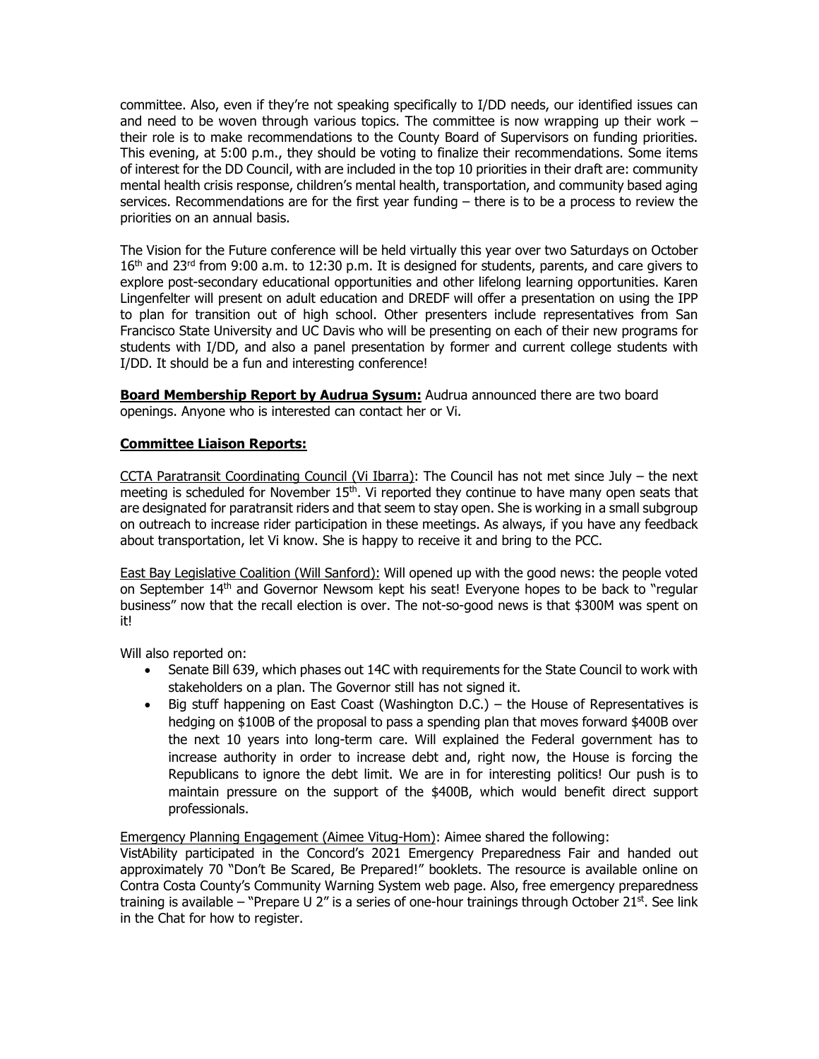committee. Also, even if they're not speaking specifically to I/DD needs, our identified issues can and need to be woven through various topics. The committee is now wrapping up their work – their role is to make recommendations to the County Board of Supervisors on funding priorities. This evening, at 5:00 p.m., they should be voting to finalize their recommendations. Some items of interest for the DD Council, with are included in the top 10 priorities in their draft are: community mental health crisis response, children's mental health, transportation, and community based aging services. Recommendations are for the first year funding – there is to be a process to review the priorities on an annual basis.

The Vision for the Future conference will be held virtually this year over two Saturdays on October 16th and 23rd from 9:00 a.m. to 12:30 p.m. It is designed for students, parents, and care givers to explore post-secondary educational opportunities and other lifelong learning opportunities. Karen Lingenfelter will present on adult education and DREDF will offer a presentation on using the IPP to plan for transition out of high school. Other presenters include representatives from San Francisco State University and UC Davis who will be presenting on each of their new programs for students with I/DD, and also a panel presentation by former and current college students with I/DD. It should be a fun and interesting conference!

**Board Membership Report by Audrua Sysum:** Audrua announced there are two board openings. Anyone who is interested can contact her or Vi.

**Committee Liaison Reports:**

CCTA Paratransit Coordinating Council (Vi Ibarra): The Council has not met since July – the next meeting is scheduled for November 15th. Vi reported they continue to have many open seats that are designated for paratransit riders and that seem to stay open. She is working in a small subgroup on outreach to increase rider participation in these meetings. As always, if you have any feedback about transportation, let Vi know. She is happy to receive it and bring to the PCC.

East Bay Legislative Coalition (Will Sanford): Will opened up with the good news: the people voted on September 14th and Governor Newsom kept his seat! Everyone hopes to be back to "regular business" now that the recall election is over. The not-so-good news is that $300M was spent on it!

Will also reported on:

- Senate Bill 639, which phases out 14C with requirements for the State Council to work with stakeholders on a plan. The Governor still has not signed it.
- Big stuff happening on East Coast (Washington D.C.) – the House of Representatives is hedging on $100B of the proposal to pass a spending plan that moves forward $400B over the next 10 years into long-term care. Will explained the Federal government has to increase authority in order to increase debt and, right now, the House is forcing the Republicans to ignore the debt limit. We are in for interesting politics! Our push is to maintain pressure on the support of the $400B, which would benefit direct support professionals.

Emergency Planning Engagement (Aimee Vitug-Hom): Aimee shared the following:
VistAbility participated in the Concord's 2021 Emergency Preparedness Fair and handed out approximately 70 "Don't Be Scared, Be Prepared!" booklets. The resource is available online on Contra Costa County's Community Warning System web page. Also, free emergency preparedness training is available – "Prepare U 2" is a series of one-hour trainings through October 21st. See link in the Chat for how to register.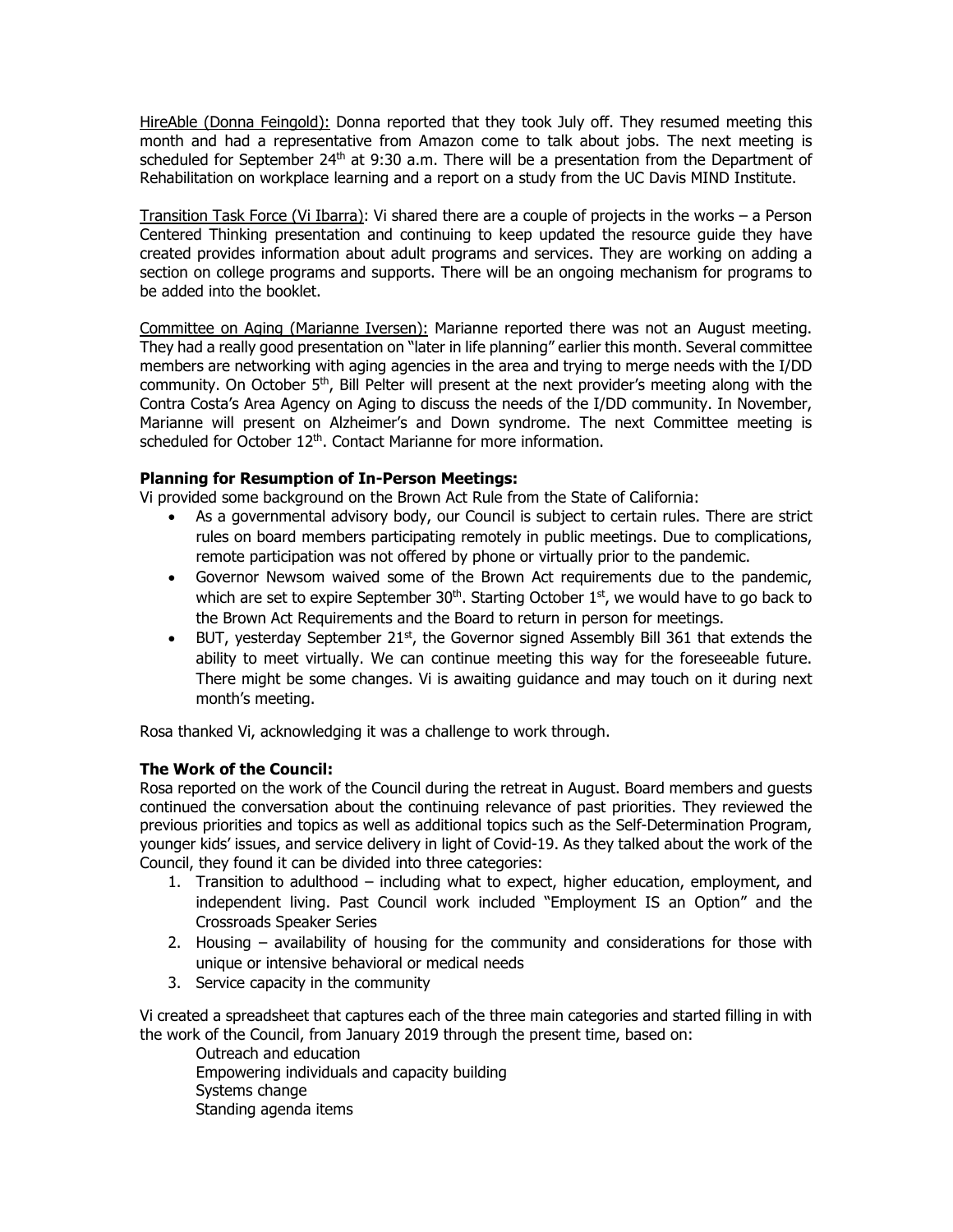HireAble (Donna Feingold): Donna reported that they took July off. They resumed meeting this month and had a representative from Amazon come to talk about jobs. The next meeting is scheduled for September 24th at 9:30 a.m. There will be a presentation from the Department of Rehabilitation on workplace learning and a report on a study from the UC Davis MIND Institute.

Transition Task Force (Vi Ibarra): Vi shared there are a couple of projects in the works – a Person Centered Thinking presentation and continuing to keep updated the resource guide they have created provides information about adult programs and services. They are working on adding a section on college programs and supports. There will be an ongoing mechanism for programs to be added into the booklet.

Committee on Aging (Marianne Iversen): Marianne reported there was not an August meeting. They had a really good presentation on "later in life planning" earlier this month. Several committee members are networking with aging agencies in the area and trying to merge needs with the I/DD community. On October 5th, Bill Pelter will present at the next provider's meeting along with the Contra Costa's Area Agency on Aging to discuss the needs of the I/DD community. In November, Marianne will present on Alzheimer's and Down syndrome. The next Committee meeting is scheduled for October 12th. Contact Marianne for more information.

**Planning for Resumption of In-Person Meetings:**

Vi provided some background on the Brown Act Rule from the State of California:

- As a governmental advisory body, our Council is subject to certain rules. There are strict rules on board members participating remotely in public meetings. Due to complications, remote participation was not offered by phone or virtually prior to the pandemic.
- Governor Newsom waived some of the Brown Act requirements due to the pandemic, which are set to expire September 30th. Starting October 1st, we would have to go back to the Brown Act Requirements and the Board to return in person for meetings.
- BUT, yesterday September 21st, the Governor signed Assembly Bill 361 that extends the ability to meet virtually. We can continue meeting this way for the foreseeable future. There might be some changes. Vi is awaiting guidance and may touch on it during next month's meeting.

Rosa thanked Vi, acknowledging it was a challenge to work through.

**The Work of the Council:**

Rosa reported on the work of the Council during the retreat in August. Board members and guests continued the conversation about the continuing relevance of past priorities. They reviewed the previous priorities and topics as well as additional topics such as the Self-Determination Program, younger kids' issues, and service delivery in light of Covid-19. As they talked about the work of the Council, they found it can be divided into three categories:

1. Transition to adulthood – including what to expect, higher education, employment, and independent living. Past Council work included "Employment IS an Option" and the Crossroads Speaker Series
2. Housing – availability of housing for the community and considerations for those with unique or intensive behavioral or medical needs
3. Service capacity in the community

Vi created a spreadsheet that captures each of the three main categories and started filling in with the work of the Council, from January 2019 through the present time, based on:

Outreach and education
Empowering individuals and capacity building
Systems change
Standing agenda items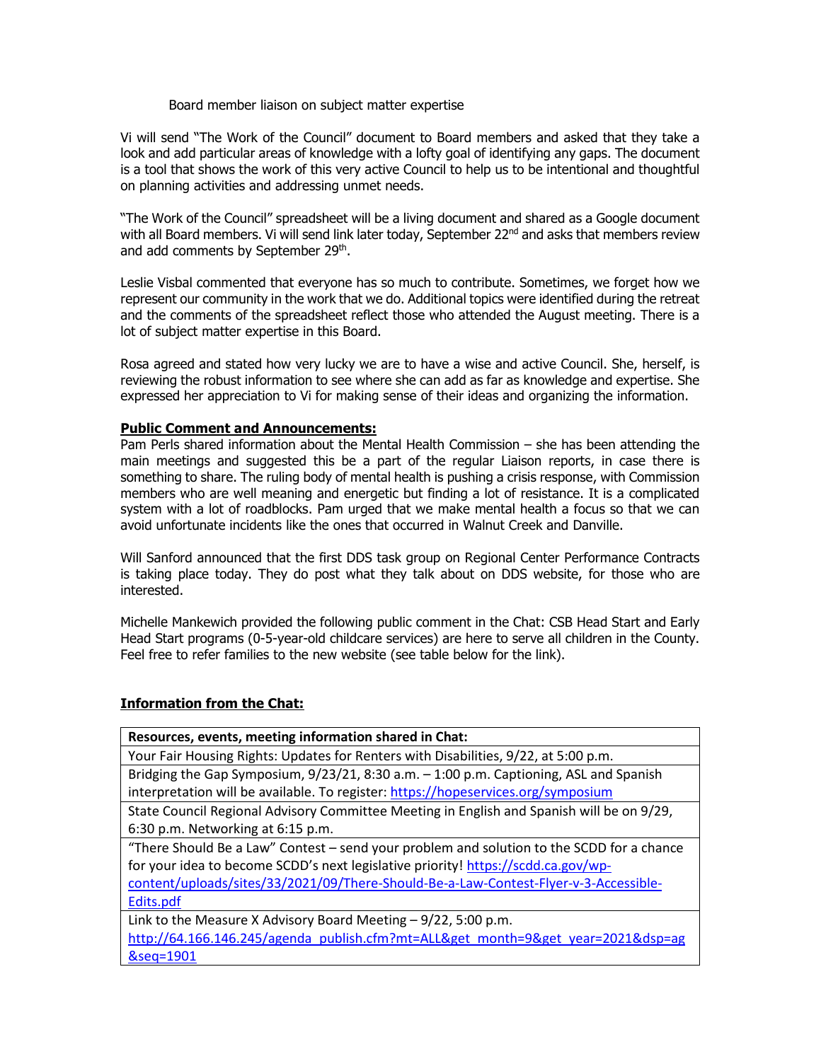Board member liaison on subject matter expertise

Vi will send "The Work of the Council" document to Board members and asked that they take a look and add particular areas of knowledge with a lofty goal of identifying any gaps. The document is a tool that shows the work of this very active Council to help us to be intentional and thoughtful on planning activities and addressing unmet needs.

"The Work of the Council" spreadsheet will be a living document and shared as a Google document with all Board members. Vi will send link later today, September 22nd and asks that members review and add comments by September 29th.

Leslie Visbal commented that everyone has so much to contribute. Sometimes, we forget how we represent our community in the work that we do. Additional topics were identified during the retreat and the comments of the spreadsheet reflect those who attended the August meeting. There is a lot of subject matter expertise in this Board.

Rosa agreed and stated how very lucky we are to have a wise and active Council. She, herself, is reviewing the robust information to see where she can add as far as knowledge and expertise. She expressed her appreciation to Vi for making sense of their ideas and organizing the information.

**Public Comment and Announcements:**

Pam Perls shared information about the Mental Health Commission – she has been attending the main meetings and suggested this be a part of the regular Liaison reports, in case there is something to share. The ruling body of mental health is pushing a crisis response, with Commission members who are well meaning and energetic but finding a lot of resistance. It is a complicated system with a lot of roadblocks. Pam urged that we make mental health a focus so that we can avoid unfortunate incidents like the ones that occurred in Walnut Creek and Danville.

Will Sanford announced that the first DDS task group on Regional Center Performance Contracts is taking place today. They do post what they talk about on DDS website, for those who are interested.

Michelle Mankewich provided the following public comment in the Chat: CSB Head Start and Early Head Start programs (0-5-year-old childcare services) are here to serve all children in the County. Feel free to refer families to the new website (see table below for the link).

**Information from the Chat:**

| Resources, events, meeting information shared in Chat: |
|---|
| Your Fair Housing Rights: Updates for Renters with Disabilities, 9/22, at 5:00 p.m. |
| Bridging the Gap Symposium, 9/23/21, 8:30 a.m. – 1:00 p.m. Captioning, ASL and Spanish interpretation will be available. To register: https://hopeservices.org/symposium |
| State Council Regional Advisory Committee Meeting in English and Spanish will be on 9/29, 6:30 p.m. Networking at 6:15 p.m. |
| "There Should Be a Law" Contest – send your problem and solution to the SCDD for a chance for your idea to become SCDD's next legislative priority! https://scdd.ca.gov/wp-content/uploads/sites/33/2021/09/There-Should-Be-a-Law-Contest-Flyer-v-3-Accessible-Edits.pdf |
| Link to the Measure X Advisory Board Meeting – 9/22, 5:00 p.m. http://64.166.146.245/agenda_publish.cfm?mt=ALL&get_month=9&get_year=2021&dsp=ag&seq=1901 |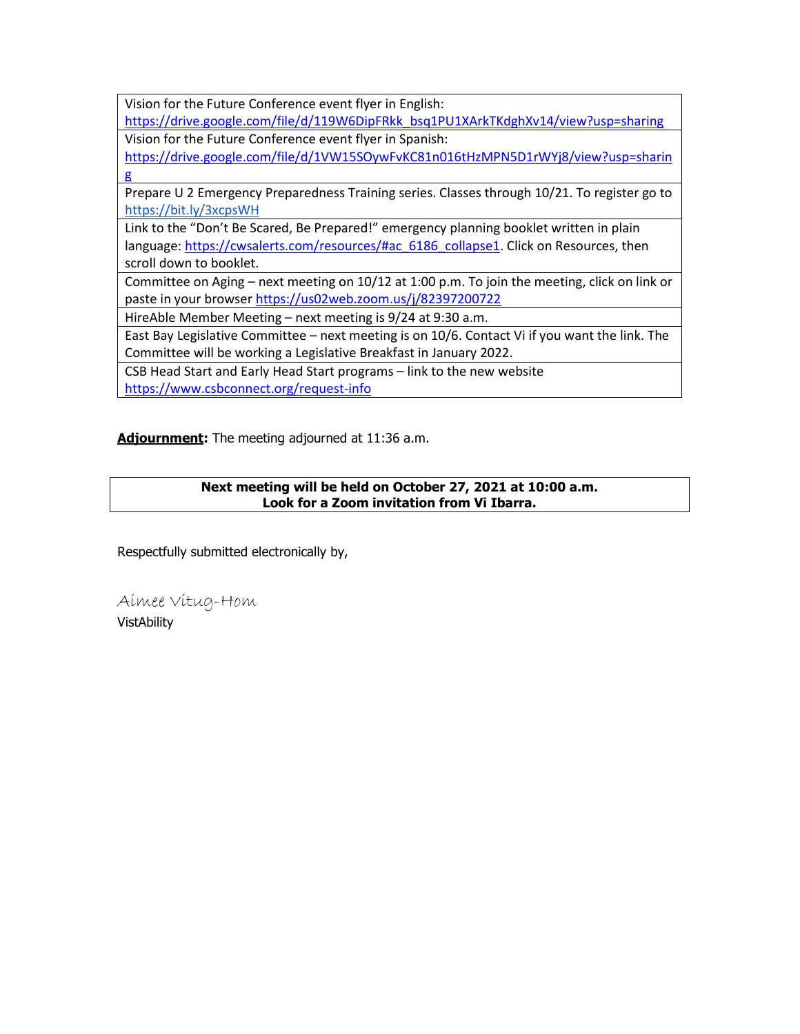| |
|---|
| Vision for the Future Conference event flyer in English: https://drive.google.com/file/d/119W6DipFRkk_bsq1PU1XArkTKdghXv14/view?usp=sharing |
| Vision for the Future Conference event flyer in Spanish: https://drive.google.com/file/d/1VW15SOywFvKC81n016tHzMPN5D1rWYj8/view?usp=sharing |
| Prepare U 2 Emergency Preparedness Training series. Classes through 10/21. To register go to https://bit.ly/3xcpsWH |
| Link to the "Don't Be Scared, Be Prepared!" emergency planning booklet written in plain language: https://cwsalerts.com/resources/#ac_6186_collapse1. Click on Resources, then scroll down to booklet. |
| Committee on Aging – next meeting on 10/12 at 1:00 p.m. To join the meeting, click on link or paste in your browser https://us02web.zoom.us/j/82397200722 |
| HireAble Member Meeting – next meeting is 9/24 at 9:30 a.m. |
| East Bay Legislative Committee – next meeting is on 10/6. Contact Vi if you want the link. The Committee will be working a Legislative Breakfast in January 2022. |
| CSB Head Start and Early Head Start programs – link to the new website https://www.csbconnect.org/request-info |

**Adjournment:** The meeting adjourned at 11:36 a.m.

**Next meeting will be held on October 27, 2021 at 10:00 a.m.**
**Look for a Zoom invitation from Vi Ibarra.**

Respectfully submitted electronically by,

*Aimee Vitug-Hom*
VistAbility